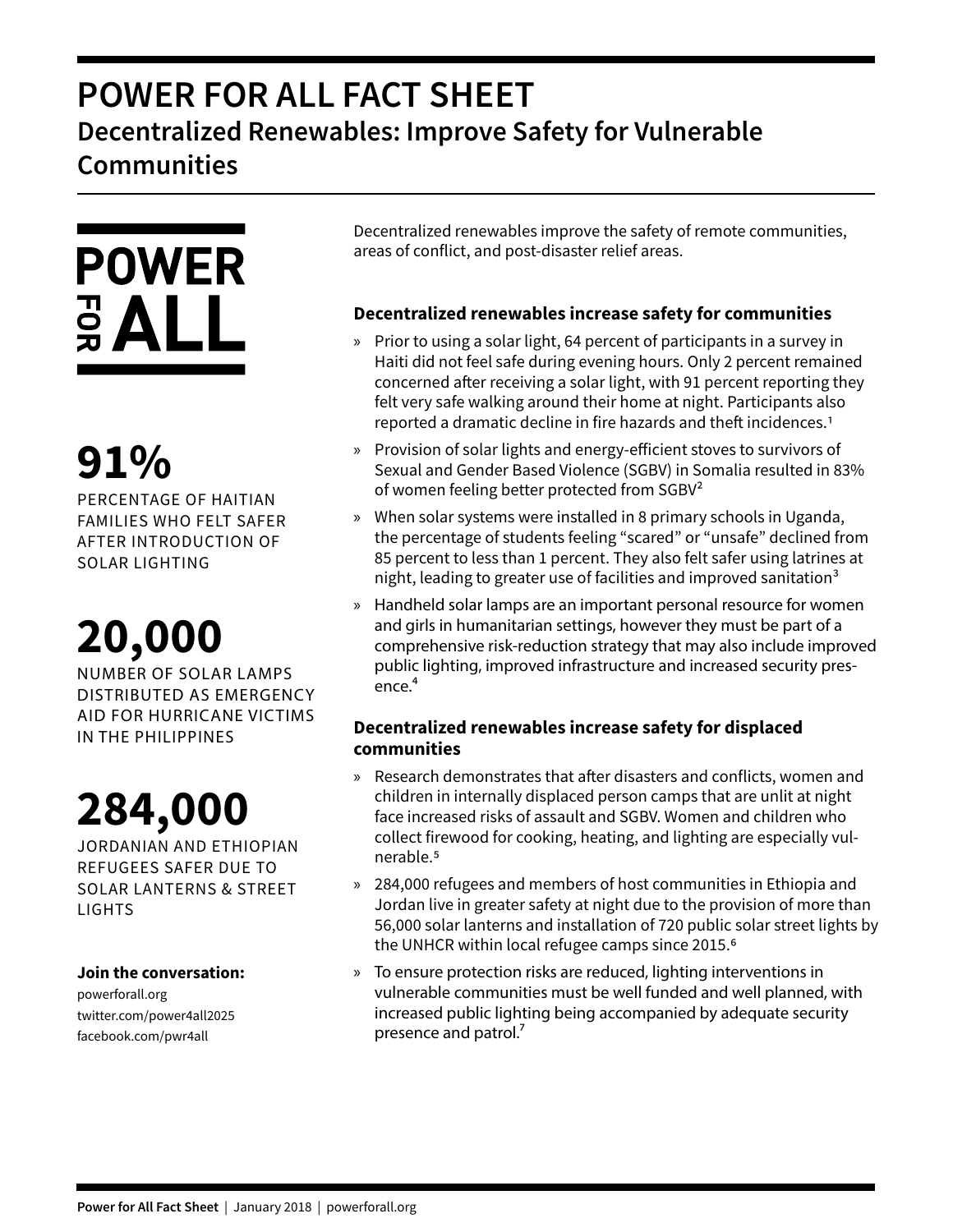# POWER FOR ALL FACT SHEET

## Decentralized Renewables: Improve Safety for Vulnerable Communities

POWER FOR ALL

**91%**

PERCENTAGE OF HAITIAN FAMILIES WHO FELT SAFER AFTER INTRODUCTION OF SOLAR LIGHTING

**20,000**

NUMBER OF SOLAR LAMPS DISTRIBUTED AS EMERGENCY AID FOR HURRICANE VICTIMS IN THE PHILIPPINES

**284,000**

JORDANIAN AND ETHIOPIAN REFUGEES SAFER DUE TO SOLAR LANTERNS & STREET LIGHTS

**Join the conversation:**

powerforall.org
twitter.com/power4all2025
facebook.com/pwr4all

Decentralized renewables improve the safety of remote communities, areas of conflict, and post-disaster relief areas.

### Decentralized renewables increase safety for communities

- Prior to using a solar light, 64 percent of participants in a survey in Haiti did not feel safe during evening hours. Only 2 percent remained concerned after receiving a solar light, with 91 percent reporting they felt very safe walking around their home at night. Participants also reported a dramatic decline in fire hazards and theft incidences.[1]
- Provision of solar lights and energy-efficient stoves to survivors of Sexual and Gender Based Violence (SGBV) in Somalia resulted in 83% of women feeling better protected from SGBV[2]
- When solar systems were installed in 8 primary schools in Uganda, the percentage of students feeling "scared" or "unsafe" declined from 85 percent to less than 1 percent. They also felt safer using latrines at night, leading to greater use of facilities and improved sanitation[3]
- Handheld solar lamps are an important personal resource for women and girls in humanitarian settings, however they must be part of a comprehensive risk-reduction strategy that may also include improved public lighting, improved infrastructure and increased security presence.[4]

### Decentralized renewables increase safety for displaced communities

- Research demonstrates that after disasters and conflicts, women and children in internally displaced person camps that are unlit at night face increased risks of assault and SGBV. Women and children who collect firewood for cooking, heating, and lighting are especially vulnerable.[5]
- 284,000 refugees and members of host communities in Ethiopia and Jordan live in greater safety at night due to the provision of more than 56,000 solar lanterns and installation of 720 public solar street lights by the UNHCR within local refugee camps since 2015.[6]
- To ensure protection risks are reduced, lighting interventions in vulnerable communities must be well funded and well planned, with increased public lighting being accompanied by adequate security presence and patrol.[7]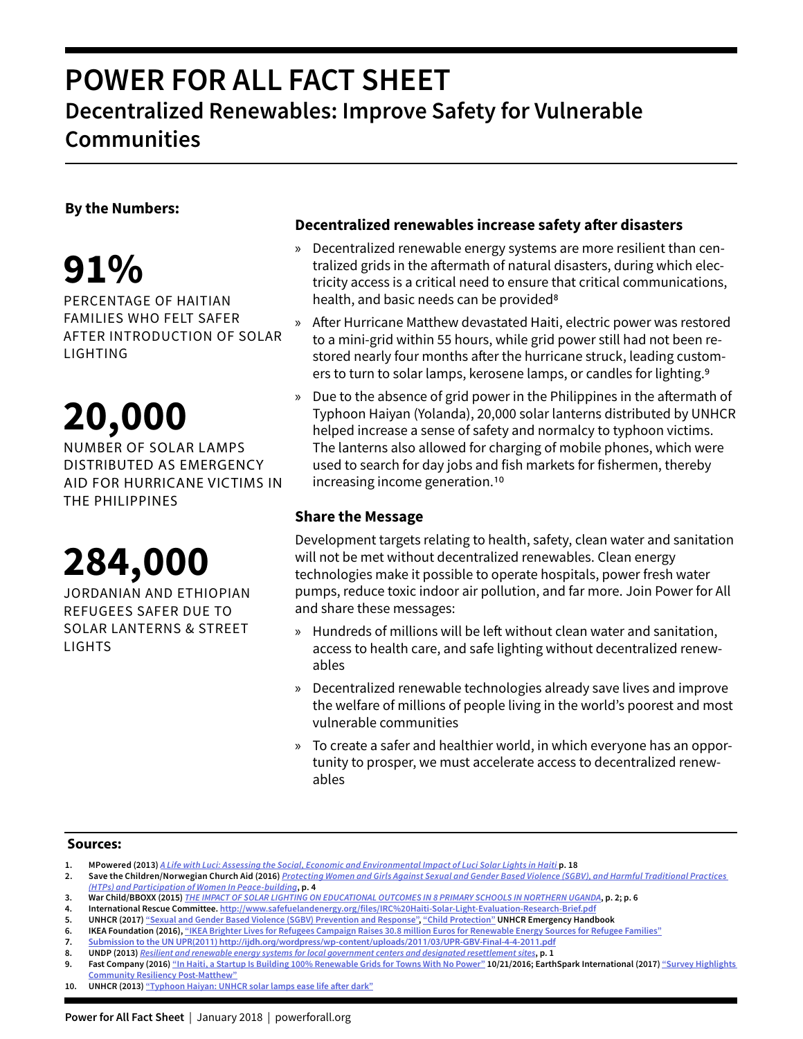# POWER FOR ALL FACT SHEET

## Decentralized Renewables: Improve Safety for Vulnerable Communities

**By the Numbers:**

**91%**

PERCENTAGE OF HAITIAN FAMILIES WHO FELT SAFER AFTER INTRODUCTION OF SOLAR LIGHTING

**20,000**

NUMBER OF SOLAR LAMPS DISTRIBUTED AS EMERGENCY AID FOR HURRICANE VICTIMS IN THE PHILIPPINES

**284,000**

JORDANIAN AND ETHIOPIAN REFUGEES SAFER DUE TO SOLAR LANTERNS & STREET LIGHTS

### Decentralized renewables increase safety after disasters

- Decentralized renewable energy systems are more resilient than centralized grids in the aftermath of natural disasters, during which electricity access is a critical need to ensure that critical communications, health, and basic needs can be provided[8]
- After Hurricane Matthew devastated Haiti, electric power was restored to a mini-grid within 55 hours, while grid power still had not been restored nearly four months after the hurricane struck, leading customers to turn to solar lamps, kerosene lamps, or candles for lighting.[9]
- Due to the absence of grid power in the Philippines in the aftermath of Typhoon Haiyan (Yolanda), 20,000 solar lanterns distributed by UNHCR helped increase a sense of safety and normalcy to typhoon victims. The lanterns also allowed for charging of mobile phones, which were used to search for day jobs and fish markets for fishermen, thereby increasing income generation.[10]

### Share the Message

Development targets relating to health, safety, clean water and sanitation will not be met without decentralized renewables. Clean energy technologies make it possible to operate hospitals, power fresh water pumps, reduce toxic indoor air pollution, and far more. Join Power for All and share these messages:

- Hundreds of millions will be left without clean water and sanitation, access to health care, and safe lighting without decentralized renewables
- Decentralized renewable technologies already save lives and improve the welfare of millions of people living in the world's poorest and most vulnerable communities
- To create a safer and healthier world, in which everyone has an opportunity to prosper, we must accelerate access to decentralized renewables

**Sources:**

1. **MPowered (2013)** *A Life with Luci: Assessing the Social, Economic and Environmental Impact of Luci Solar Lights in Haiti* **p. 18**
2. **Save the Children/Norwegian Church Aid (2016)** *Protecting Women and Girls Against Sexual and Gender Based Violence (SGBV), and Harmful Traditional Practices (HTPs) and Participation of Women In Peace-building*, **p. 4**
3. **War Child/BBOXX (2015)** *THE IMPACT OF SOLAR LIGHTING ON EDUCATIONAL OUTCOMES IN 8 PRIMARY SCHOOLS IN NORTHERN UGANDA*, **p. 2; p. 6**
4. **International Rescue Committee.** http://www.safefuelandenergy.org/files/IRC%20Haiti-Solar-Light-Evaluation-Research-Brief.pdf
5. **UNHCR (2017)** "Sexual and Gender Based Violence (SGBV) Prevention and Response", "Child Protection" **UNHCR Emergency Handbook**
6. **IKEA Foundation (2016),** "IKEA Brighter Lives for Refugees Campaign Raises 30.8 million Euros for Renewable Energy Sources for Refugee Families"
7. Submission to the UN UPR(2011) http://ijdh.org/wordpress/wp-content/uploads/2011/03/UPR-GBV-Final-4-4-2011.pdf
8. **UNDP (2013)** *Resilient and renewable energy systems for local government centers and designated resettlement sites*, **p. 1**
9. **Fast Company (2016)** "In Haiti, a Startup Is Building 100% Renewable Grids for Towns With No Power" **10/21/2016; EarthSpark International (2017)** "Survey Highlights Community Resiliency Post-Matthew"
10. **UNHCR (2013)** "Typhoon Haiyan: UNHCR solar lamps ease life after dark"

**Power for All Fact Sheet** | January 2018 | powerforall.org